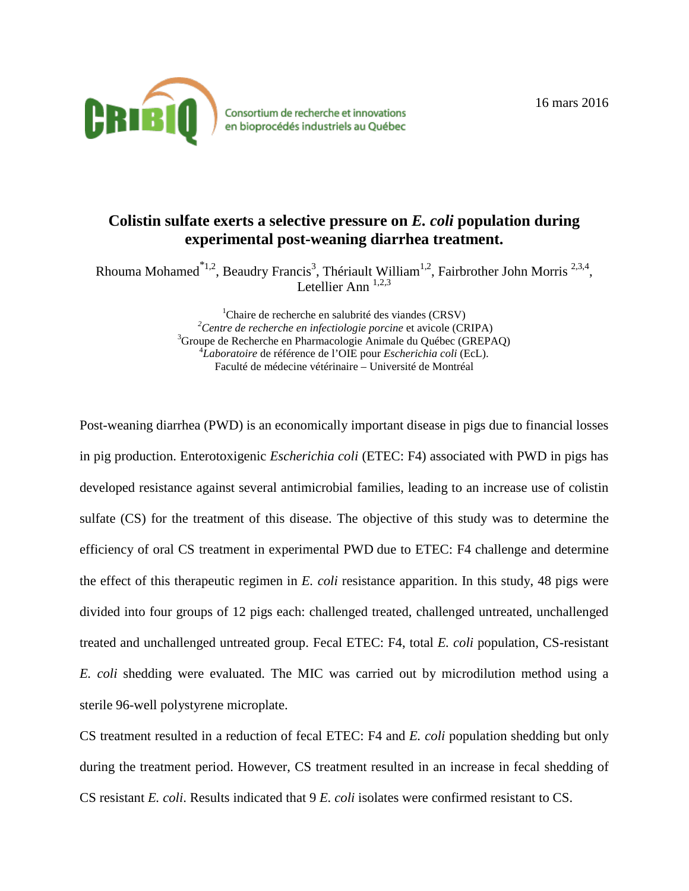CRIBIQ Consortium de recherche et innovations en bioprocédés industriels au Québec

16 mars 2016

# Colistin sulfate exerts a selective pressure on *E. coli* population during experimental post-weaning diarrhea treatment.

Rhouma Mohamed[*1,2], Beaudry Francis[3], Thériault William[1,2], Fairbrother John Morris [2,3,4], Letellier Ann [1,2,3]

[1]Chaire de recherche en salubrité des viandes (CRSV)
[2]*Centre de recherche en infectiologie porcine* et avicole (CRIPA)
[3]Groupe de Recherche en Pharmacologie Animale du Québec (GREPAQ)
[4]*Laboratoire* de référence de l'OIE pour *Escherichia coli* (EcL).
Faculté de médecine vétérinaire – Université de Montréal

Post-weaning diarrhea (PWD) is an economically important disease in pigs due to financial losses in pig production. Enterotoxigenic *Escherichia coli* (ETEC: F4) associated with PWD in pigs has developed resistance against several antimicrobial families, leading to an increase use of colistin sulfate (CS) for the treatment of this disease. The objective of this study was to determine the efficiency of oral CS treatment in experimental PWD due to ETEC: F4 challenge and determine the effect of this therapeutic regimen in *E. coli* resistance apparition. In this study, 48 pigs were divided into four groups of 12 pigs each: challenged treated, challenged untreated, unchallenged treated and unchallenged untreated group. Fecal ETEC: F4, total *E. coli* population, CS-resistant *E. coli* shedding were evaluated. The MIC was carried out by microdilution method using a sterile 96-well polystyrene microplate.

CS treatment resulted in a reduction of fecal ETEC: F4 and *E. coli* population shedding but only during the treatment period. However, CS treatment resulted in an increase in fecal shedding of CS resistant *E. coli*. Results indicated that 9 *E. coli* isolates were confirmed resistant to CS.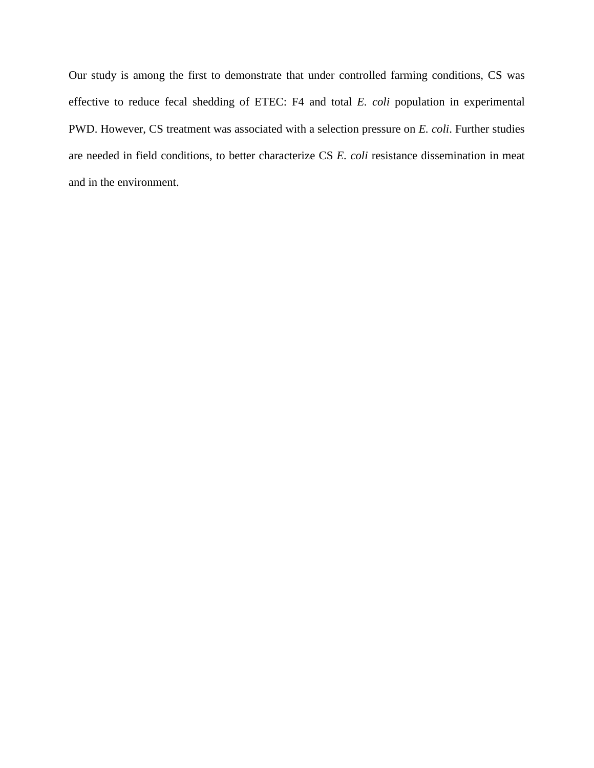Our study is among the first to demonstrate that under controlled farming conditions, CS was effective to reduce fecal shedding of ETEC: F4 and total *E. coli* population in experimental PWD. However, CS treatment was associated with a selection pressure on *E. coli*. Further studies are needed in field conditions, to better characterize CS *E. coli* resistance dissemination in meat and in the environment.